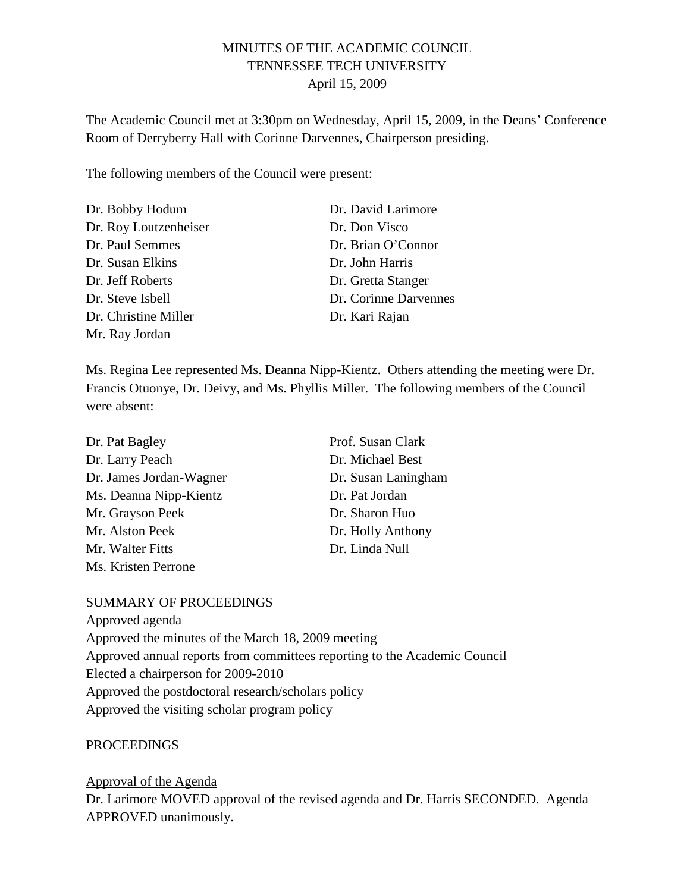# MINUTES OF THE ACADEMIC COUNCIL
## TENNESSEE TECH UNIVERSITY
### April 15, 2009

The Academic Council met at 3:30pm on Wednesday, April 15, 2009, in the Deans' Conference Room of Derryberry Hall with Corinne Darvennes, Chairperson presiding.

The following members of the Council were present:

Dr. Bobby Hodum
Dr. Roy Loutzenheiser
Dr. Paul Semmes
Dr. Susan Elkins
Dr. Jeff Roberts
Dr. Steve Isbell
Dr. Christine Miller
Mr. Ray Jordan
Dr. David Larimore
Dr. Don Visco
Dr. Brian O'Connor
Dr. John Harris
Dr. Gretta Stanger
Dr. Corinne Darvennes
Dr. Kari Rajan

Ms. Regina Lee represented Ms. Deanna Nipp-Kientz. Others attending the meeting were Dr. Francis Otuonye, Dr. Deivy, and Ms. Phyllis Miller. The following members of the Council were absent:

Dr. Pat Bagley
Dr. Larry Peach
Dr. James Jordan-Wagner
Ms. Deanna Nipp-Kientz
Mr. Grayson Peek
Mr. Alston Peek
Mr. Walter Fitts
Ms. Kristen Perrone
Prof. Susan Clark
Dr. Michael Best
Dr. Susan Laningham
Dr. Pat Jordan
Dr. Sharon Huo
Dr. Holly Anthony
Dr. Linda Null

SUMMARY OF PROCEEDINGS
Approved agenda
Approved the minutes of the March 18, 2009 meeting
Approved annual reports from committees reporting to the Academic Council
Elected a chairperson for 2009-2010
Approved the postdoctoral research/scholars policy
Approved the visiting scholar program policy

PROCEEDINGS

<u>Approval of the Agenda</u>
Dr. Larimore MOVED approval of the revised agenda and Dr. Harris SECONDED. Agenda APPROVED unanimously.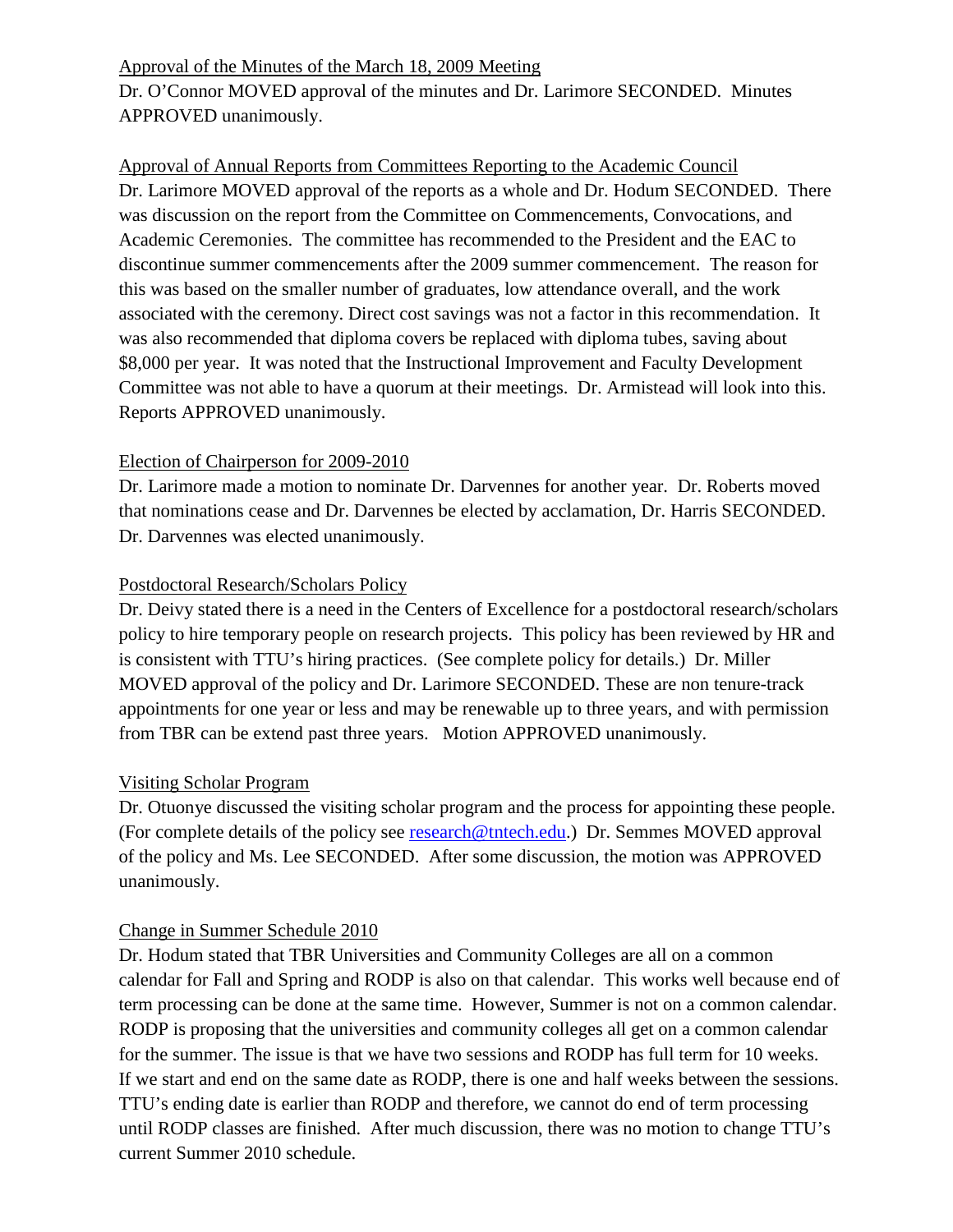Approval of the Minutes of the March 18, 2009 Meeting

Dr. O'Connor MOVED approval of the minutes and Dr. Larimore SECONDED. Minutes APPROVED unanimously.

Approval of Annual Reports from Committees Reporting to the Academic Council

Dr. Larimore MOVED approval of the reports as a whole and Dr. Hodum SECONDED. There was discussion on the report from the Committee on Commencements, Convocations, and Academic Ceremonies. The committee has recommended to the President and the EAC to discontinue summer commencements after the 2009 summer commencement. The reason for this was based on the smaller number of graduates, low attendance overall, and the work associated with the ceremony. Direct cost savings was not a factor in this recommendation. It was also recommended that diploma covers be replaced with diploma tubes, saving about $8,000 per year. It was noted that the Instructional Improvement and Faculty Development Committee was not able to have a quorum at their meetings. Dr. Armistead will look into this. Reports APPROVED unanimously.

Election of Chairperson for 2009-2010

Dr. Larimore made a motion to nominate Dr. Darvennes for another year. Dr. Roberts moved that nominations cease and Dr. Darvennes be elected by acclamation, Dr. Harris SECONDED. Dr. Darvennes was elected unanimously.

Postdoctoral Research/Scholars Policy

Dr. Deivy stated there is a need in the Centers of Excellence for a postdoctoral research/scholars policy to hire temporary people on research projects. This policy has been reviewed by HR and is consistent with TTU's hiring practices. (See complete policy for details.) Dr. Miller MOVED approval of the policy and Dr. Larimore SECONDED. These are non tenure-track appointments for one year or less and may be renewable up to three years, and with permission from TBR can be extend past three years. Motion APPROVED unanimously.

Visiting Scholar Program

Dr. Otuonye discussed the visiting scholar program and the process for appointing these people. (For complete details of the policy see research@tntech.edu.) Dr. Semmes MOVED approval of the policy and Ms. Lee SECONDED. After some discussion, the motion was APPROVED unanimously.

Change in Summer Schedule 2010

Dr. Hodum stated that TBR Universities and Community Colleges are all on a common calendar for Fall and Spring and RODP is also on that calendar. This works well because end of term processing can be done at the same time. However, Summer is not on a common calendar. RODP is proposing that the universities and community colleges all get on a common calendar for the summer. The issue is that we have two sessions and RODP has full term for 10 weeks. If we start and end on the same date as RODP, there is one and half weeks between the sessions. TTU's ending date is earlier than RODP and therefore, we cannot do end of term processing until RODP classes are finished. After much discussion, there was no motion to change TTU's current Summer 2010 schedule.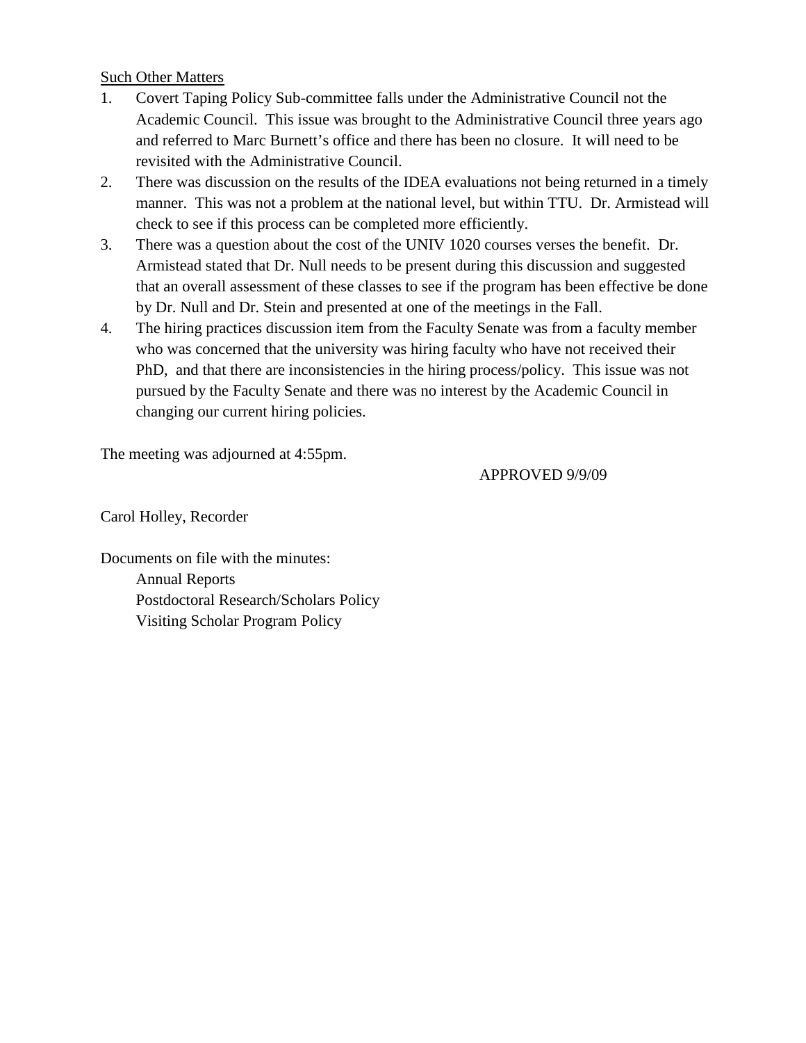Such Other Matters

1. Covert Taping Policy Sub-committee falls under the Administrative Council not the Academic Council. This issue was brought to the Administrative Council three years ago and referred to Marc Burnett's office and there has been no closure. It will need to be revisited with the Administrative Council.
2. There was discussion on the results of the IDEA evaluations not being returned in a timely manner. This was not a problem at the national level, but within TTU. Dr. Armistead will check to see if this process can be completed more efficiently.
3. There was a question about the cost of the UNIV 1020 courses verses the benefit. Dr. Armistead stated that Dr. Null needs to be present during this discussion and suggested that an overall assessment of these classes to see if the program has been effective be done by Dr. Null and Dr. Stein and presented at one of the meetings in the Fall.
4. The hiring practices discussion item from the Faculty Senate was from a faculty member who was concerned that the university was hiring faculty who have not received their PhD, and that there are inconsistencies in the hiring process/policy. This issue was not pursued by the Faculty Senate and there was no interest by the Academic Council in changing our current hiring policies.

The meeting was adjourned at 4:55pm.

APPROVED 9/9/09

Carol Holley, Recorder

Documents on file with the minutes:

- Annual Reports
- Postdoctoral Research/Scholars Policy
- Visiting Scholar Program Policy